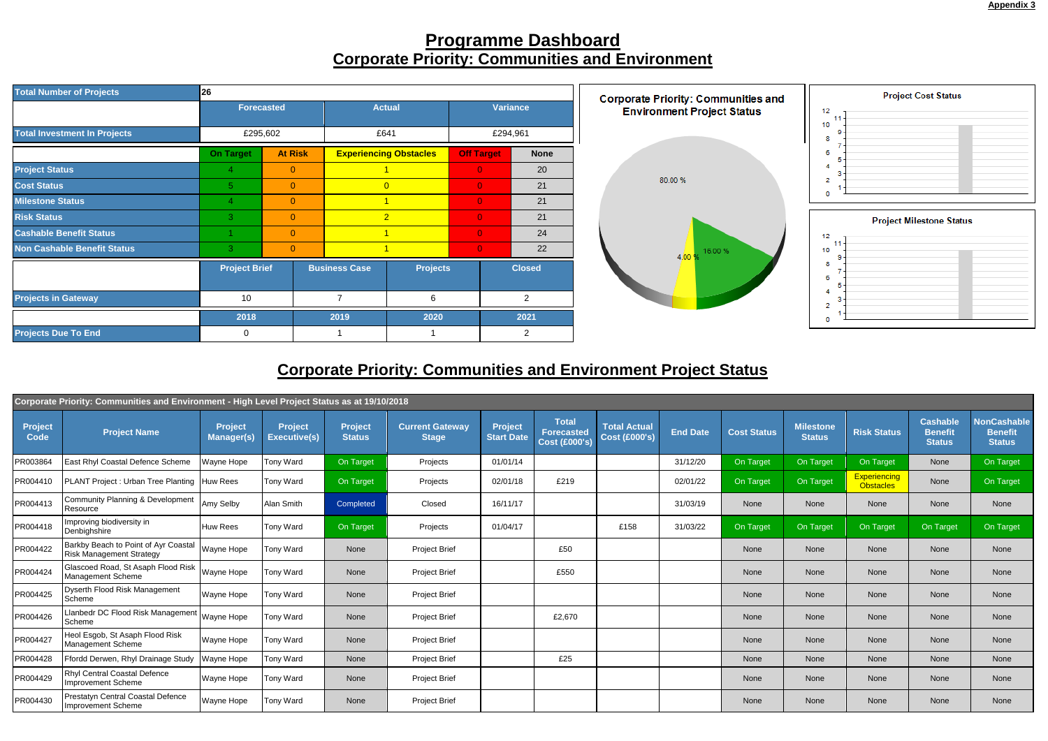Appendix 3

# Programme Dashboard
## Corporate Priority: Communities and Environment

| Total Number of Projects | 26 | | |
|---|---|---|---|
| | Forecasted | Actual | Variance |
| Total Investment In Projects | £295,602 | £641 | £294,961 |

| | On Target | At Risk | Experiencing Obstacles | Off Target | None |
|---|---|---|---|---|---|
| Project Status | 4 | 0 | 1 | 0 | 20 |
| Cost Status | 5 | 0 | 0 | 0 | 21 |
| Milestone Status | 4 | 0 | 1 | 0 | 21 |
| Risk Status | 3 | 0 | 2 | 0 | 21 |
| Cashable Benefit Status | 1 | 0 | 1 | 0 | 24 |
| Non Cashable Benefit Status | 3 | 0 | 1 | 0 | 22 |

| | Project Brief | Business Case | Projects | Closed |
|---|---|---|---|---|
| Projects in Gateway | 10 | 7 | 6 | 2 |

| | 2018 | 2019 | 2020 | 2021 |
|---|---|---|---|---|
| Projects Due To End | 0 | 1 | 1 | 2 |

Corporate Priority: Communities and Environment Project Status

80.00 %
4.00 %
16.00 %

Project Cost Status

Project Milestone Status

## Corporate Priority: Communities and Environment Project Status

Corporate Priority: Communities and Environment - High Level Project Status as at 19/10/2018

| Project Code | Project Name | Project Manager(s) | Project Executive(s) | Project Status | Current Gateway Stage | Project Start Date | Total Forecasted Cost (£000's) | Total Actual Cost (£000's) | End Date | Cost Status | Milestone Status | Risk Status | Cashable Benefit Status | NonCashable Benefit Status |
|---|---|---|---|---|---|---|---|---|---|---|---|---|---|---|
| PR003864 | East Rhyl Coastal Defence Scheme | Wayne Hope | Tony Ward | On Target | Projects | 01/01/14 | | | 31/12/20 | On Target | On Target | On Target | None | On Target |
| PR004410 | PLANT Project : Urban Tree Planting | Huw Rees | Tony Ward | On Target | Projects | 02/01/18 | £219 | | 02/01/22 | On Target | On Target | Experiencing Obstacles | None | On Target |
| PR004413 | Community Planning & Development Resource | Amy Selby | Alan Smith | Completed | Closed | 16/11/17 | | | 31/03/19 | None | None | None | None | None |
| PR004418 | Improving biodiversity in Denbighshire | Huw Rees | Tony Ward | On Target | Projects | 01/04/17 | | £158 | 31/03/22 | On Target | On Target | On Target | On Target | On Target |
| PR004422 | Barkby Beach to Point of Ayr Coastal Risk Management Strategy | Wayne Hope | Tony Ward | None | Project Brief | | £50 | | | None | None | None | None | None |
| PR004424 | Glascoed Road, St Asaph Flood Risk Management Scheme | Wayne Hope | Tony Ward | None | Project Brief | | £550 | | | None | None | None | None | None |
| PR004425 | Dyserth Flood Risk Management Scheme | Wayne Hope | Tony Ward | None | Project Brief | | | | | None | None | None | None | None |
| PR004426 | Llanbedr DC Flood Risk Management Scheme | Wayne Hope | Tony Ward | None | Project Brief | | £2,670 | | | None | None | None | None | None |
| PR004427 | Heol Esgob, St Asaph Flood Risk Management Scheme | Wayne Hope | Tony Ward | None | Project Brief | | | | | None | None | None | None | None |
| PR004428 | Ffordd Derwen, Rhyl Drainage Study | Wayne Hope | Tony Ward | None | Project Brief | | £25 | | | None | None | None | None | None |
| PR004429 | Rhyl Central Coastal Defence Improvement Scheme | Wayne Hope | Tony Ward | None | Project Brief | | | | | None | None | None | None | None |
| PR004430 | Prestatyn Central Coastal Defence Improvement Scheme | Wayne Hope | Tony Ward | None | Project Brief | | | | | None | None | None | None | None |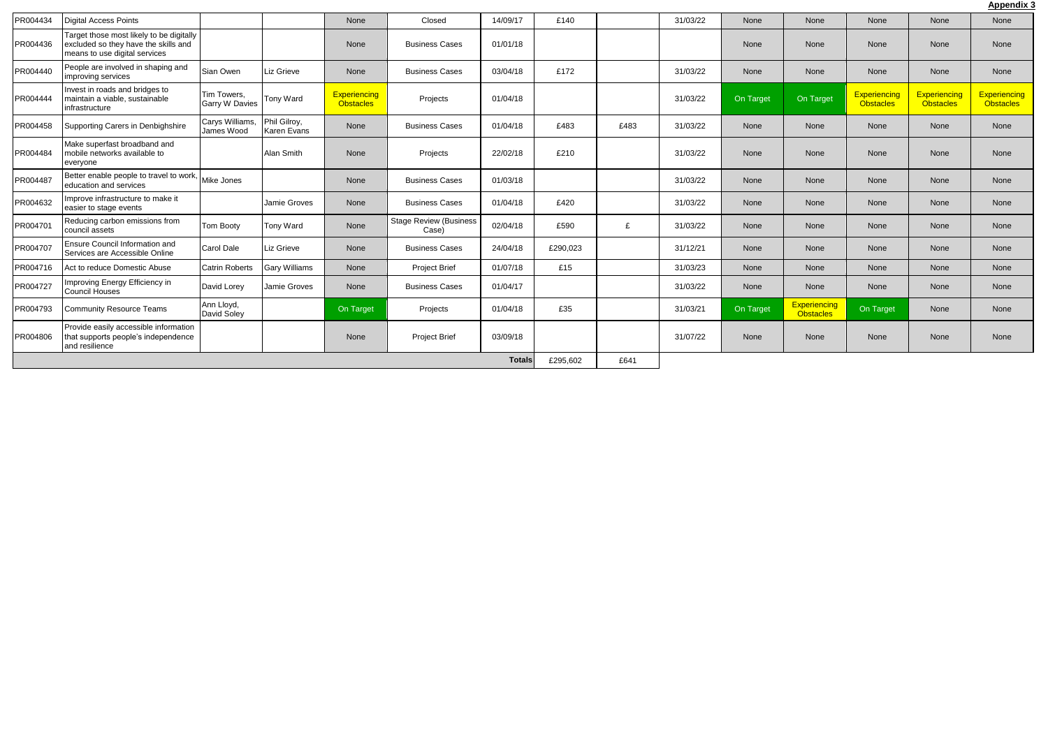**Appendix 3**

| | | | | | | | | | | | | | | |
|---|---|---|---|---|---|---|---|---|---|---|---|---|---|---|
| PR004434 | Digital Access Points | | | None | Closed | 14/09/17 | £140 | | 31/03/22 | None | None | None | None | None |
| PR004436 | Target those most likely to be digitally excluded so they have the skills and means to use digital services | | | None | Business Cases | 01/01/18 | | | | None | None | None | None | None |
| PR004440 | People are involved in shaping and improving services | Sian Owen | Liz Grieve | None | Business Cases | 03/04/18 | £172 | | 31/03/22 | None | None | None | None | None |
| PR004444 | Invest in roads and bridges to maintain a viable, sustainable infrastructure | Tim Towers, Garry W Davies | Tony Ward | Experiencing Obstacles | Projects | 01/04/18 | | | 31/03/22 | On Target | On Target | Experiencing Obstacles | Experiencing Obstacles | Experiencing Obstacles |
| PR004458 | Supporting Carers in Denbighshire | Carys Williams, James Wood | Phil Gilroy, Karen Evans | None | Business Cases | 01/04/18 | £483 | £483 | 31/03/22 | None | None | None | None | None |
| PR004484 | Make superfast broadband and mobile networks available to everyone | | Alan Smith | None | Projects | 22/02/18 | £210 | | 31/03/22 | None | None | None | None | None |
| PR004487 | Better enable people to travel to work, education and services | Mike Jones | | None | Business Cases | 01/03/18 | | | 31/03/22 | None | None | None | None | None |
| PR004632 | Improve infrastructure to make it easier to stage events | | Jamie Groves | None | Business Cases | 01/04/18 | £420 | | 31/03/22 | None | None | None | None | None |
| PR004701 | Reducing carbon emissions from council assets | Tom Booty | Tony Ward | None | Stage Review (Business Case) | 02/04/18 | £590 | £ | 31/03/22 | None | None | None | None | None |
| PR004707 | Ensure Council Information and Services are Accessible Online | Carol Dale | Liz Grieve | None | Business Cases | 24/04/18 | £290,023 | | 31/12/21 | None | None | None | None | None |
| PR004716 | Act to reduce Domestic Abuse | Catrin Roberts | Gary Williams | None | Project Brief | 01/07/18 | £15 | | 31/03/23 | None | None | None | None | None |
| PR004727 | Improving Energy Efficiency in Council Houses | David Lorey | Jamie Groves | None | Business Cases | 01/04/17 | | | 31/03/22 | None | None | None | None | None |
| PR004793 | Community Resource Teams | Ann Lloyd, David Soley | | On Target | Projects | 01/04/18 | £35 | | 31/03/21 | On Target | Experiencing Obstacles | On Target | None | None |
| PR004806 | Provide easily accessible information that supports people's independence and resilience | | | None | Project Brief | 03/09/18 | | | 31/07/22 | None | None | None | None | None |
| | | | | | | **Totals** | £295,602 | £641 | | | | | | |